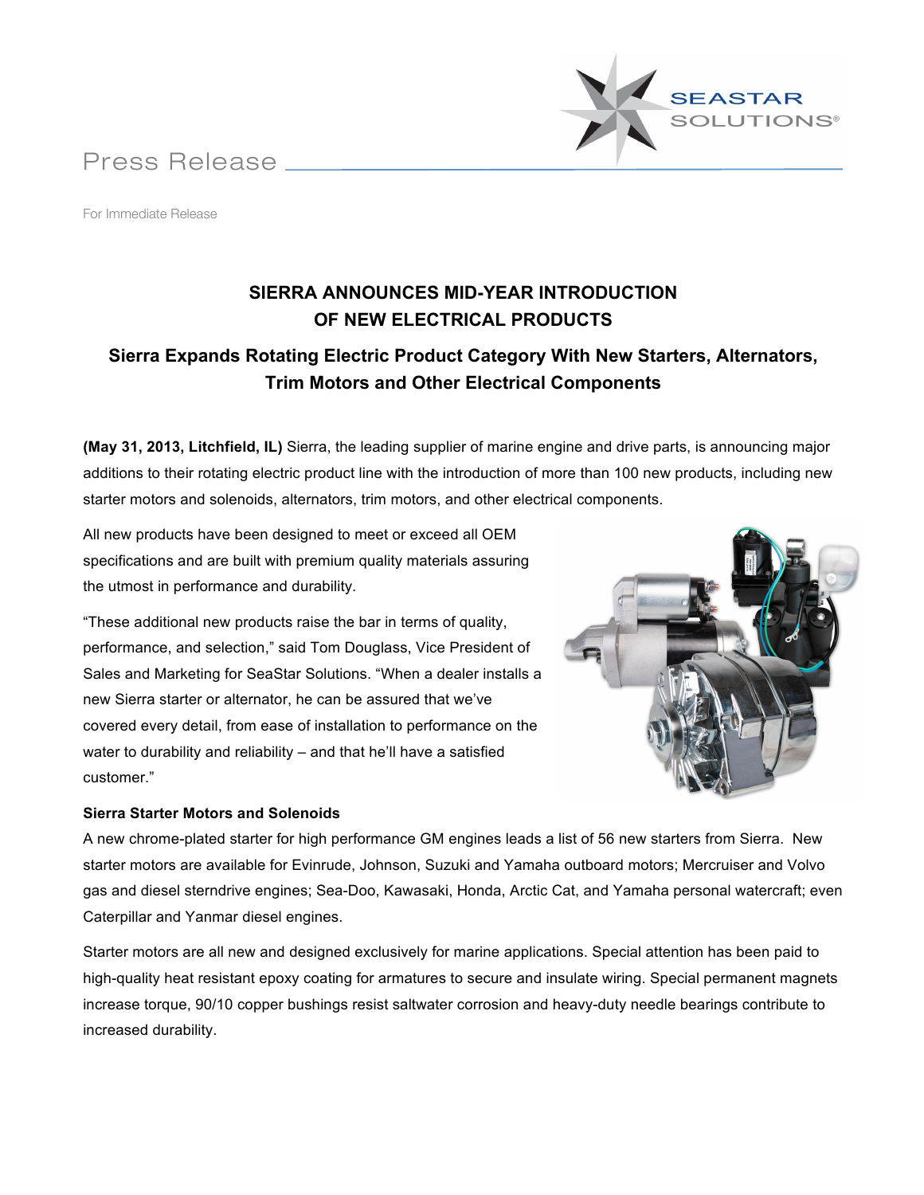Press Release

For Immediate Release

# SIERRA ANNOUNCES MID-YEAR INTRODUCTION OF NEW ELECTRICAL PRODUCTS

## Sierra Expands Rotating Electric Product Category With New Starters, Alternators, Trim Motors and Other Electrical Components

**(May 31, 2013, Litchfield, IL)** Sierra, the leading supplier of marine engine and drive parts, is announcing major additions to their rotating electric product line with the introduction of more than 100 new products, including new starter motors and solenoids, alternators, trim motors, and other electrical components.

All new products have been designed to meet or exceed all OEM specifications and are built with premium quality materials assuring the utmost in performance and durability.

"These additional new products raise the bar in terms of quality, performance, and selection," said Tom Douglass, Vice President of Sales and Marketing for SeaStar Solutions. "When a dealer installs a new Sierra starter or alternator, he can be assured that we've covered every detail, from ease of installation to performance on the water to durability and reliability – and that he'll have a satisfied customer."

**Sierra Starter Motors and Solenoids**

A new chrome-plated starter for high performance GM engines leads a list of 56 new starters from Sierra. New starter motors are available for Evinrude, Johnson, Suzuki and Yamaha outboard motors; Mercruiser and Volvo gas and diesel sterndrive engines; Sea-Doo, Kawasaki, Honda, Arctic Cat, and Yamaha personal watercraft; even Caterpillar and Yanmar diesel engines.

Starter motors are all new and designed exclusively for marine applications. Special attention has been paid to high-quality heat resistant epoxy coating for armatures to secure and insulate wiring. Special permanent magnets increase torque, 90/10 copper bushings resist saltwater corrosion and heavy-duty needle bearings contribute to increased durability.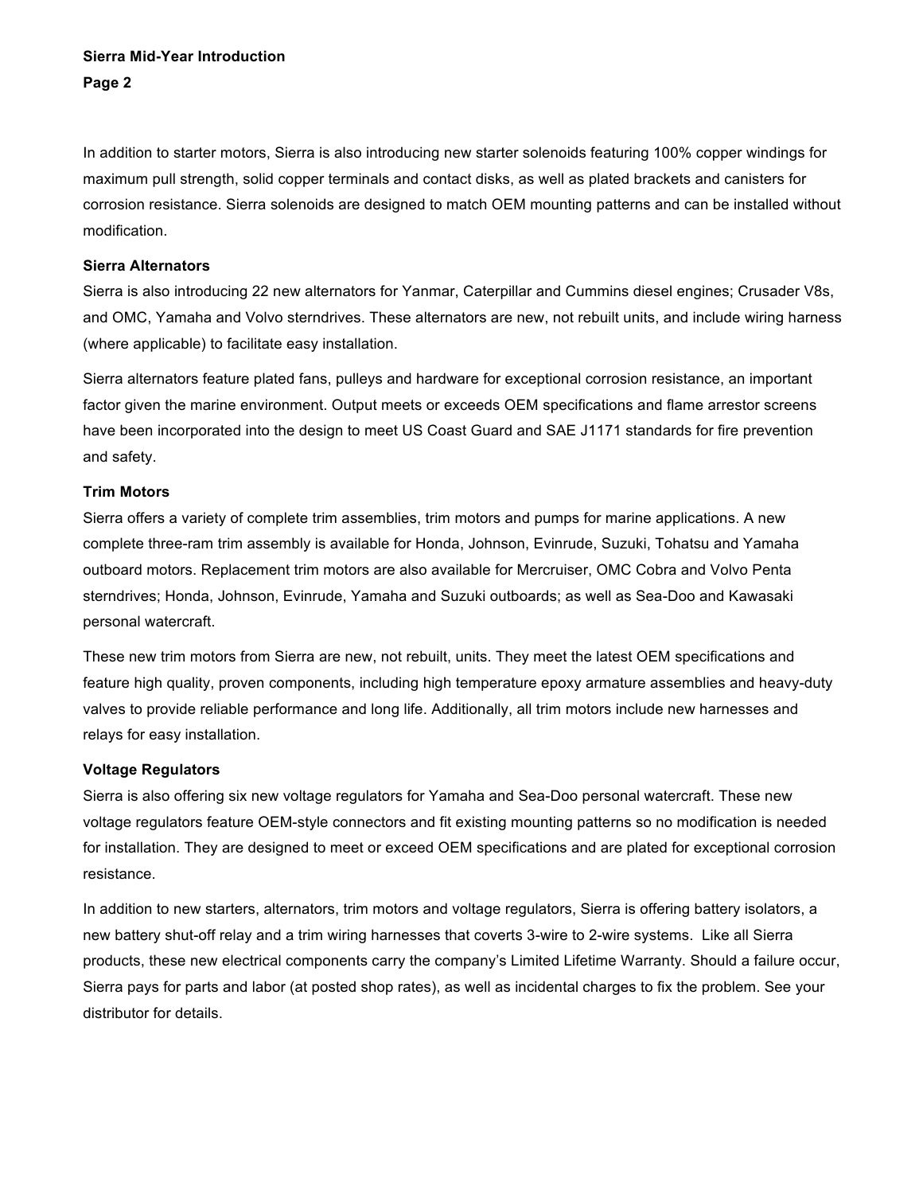In addition to starter motors, Sierra is also introducing new starter solenoids featuring 100% copper windings for maximum pull strength, solid copper terminals and contact disks, as well as plated brackets and canisters for corrosion resistance. Sierra solenoids are designed to match OEM mounting patterns and can be installed without modification.

**Sierra Alternators**

Sierra is also introducing 22 new alternators for Yanmar, Caterpillar and Cummins diesel engines; Crusader V8s, and OMC, Yamaha and Volvo sterndrives. These alternators are new, not rebuilt units, and include wiring harness (where applicable) to facilitate easy installation.

Sierra alternators feature plated fans, pulleys and hardware for exceptional corrosion resistance, an important factor given the marine environment. Output meets or exceeds OEM specifications and flame arrestor screens have been incorporated into the design to meet US Coast Guard and SAE J1171 standards for fire prevention and safety.

**Trim Motors**

Sierra offers a variety of complete trim assemblies, trim motors and pumps for marine applications. A new complete three-ram trim assembly is available for Honda, Johnson, Evinrude, Suzuki, Tohatsu and Yamaha outboard motors. Replacement trim motors are also available for Mercruiser, OMC Cobra and Volvo Penta sterndrives; Honda, Johnson, Evinrude, Yamaha and Suzuki outboards; as well as Sea-Doo and Kawasaki personal watercraft.

These new trim motors from Sierra are new, not rebuilt, units. They meet the latest OEM specifications and feature high quality, proven components, including high temperature epoxy armature assemblies and heavy-duty valves to provide reliable performance and long life. Additionally, all trim motors include new harnesses and relays for easy installation.

**Voltage Regulators**

Sierra is also offering six new voltage regulators for Yamaha and Sea-Doo personal watercraft. These new voltage regulators feature OEM-style connectors and fit existing mounting patterns so no modification is needed for installation. They are designed to meet or exceed OEM specifications and are plated for exceptional corrosion resistance.

In addition to new starters, alternators, trim motors and voltage regulators, Sierra is offering battery isolators, a new battery shut-off relay and a trim wiring harnesses that coverts 3-wire to 2-wire systems. Like all Sierra products, these new electrical components carry the company's Limited Lifetime Warranty. Should a failure occur, Sierra pays for parts and labor (at posted shop rates), as well as incidental charges to fix the problem. See your distributor for details.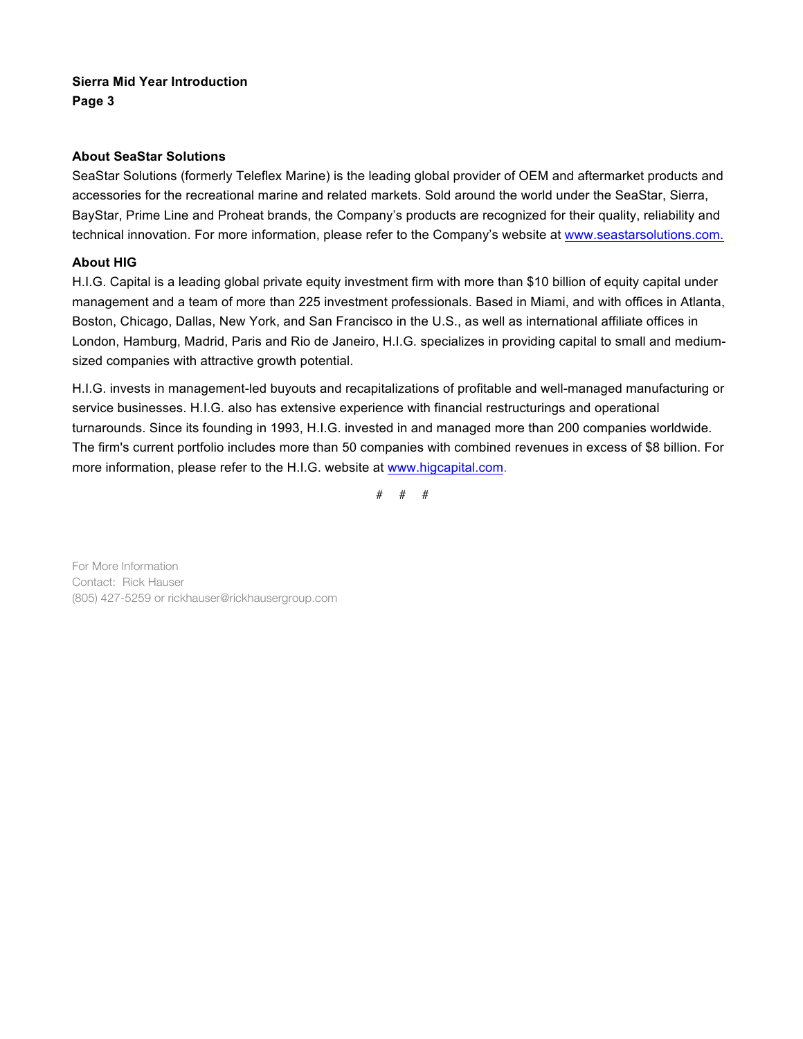## About SeaStar Solutions

SeaStar Solutions (formerly Teleflex Marine) is the leading global provider of OEM and aftermarket products and accessories for the recreational marine and related markets. Sold around the world under the SeaStar, Sierra, BayStar, Prime Line and Proheat brands, the Company's products are recognized for their quality, reliability and technical innovation. For more information, please refer to the Company's website at [www.seastarsolutions.com.](http://www.seastarsolutions.com)

## About HIG

H.I.G. Capital is a leading global private equity investment firm with more than $10 billion of equity capital under management and a team of more than 225 investment professionals. Based in Miami, and with offices in Atlanta, Boston, Chicago, Dallas, New York, and San Francisco in the U.S., as well as international affiliate offices in London, Hamburg, Madrid, Paris and Rio de Janeiro, H.I.G. specializes in providing capital to small and medium-sized companies with attractive growth potential.

H.I.G. invests in management-led buyouts and recapitalizations of profitable and well-managed manufacturing or service businesses. H.I.G. also has extensive experience with financial restructurings and operational turnarounds. Since its founding in 1993, H.I.G. invested in and managed more than 200 companies worldwide. The firm's current portfolio includes more than 50 companies with combined revenues in excess of $8 billion. For more information, please refer to the H.I.G. website at [www.higcapital.com](http://www.higcapital.com).

# # #

For More Information
Contact: Rick Hauser
(805) 427-5259 or rickhauser@rickhausergroup.com